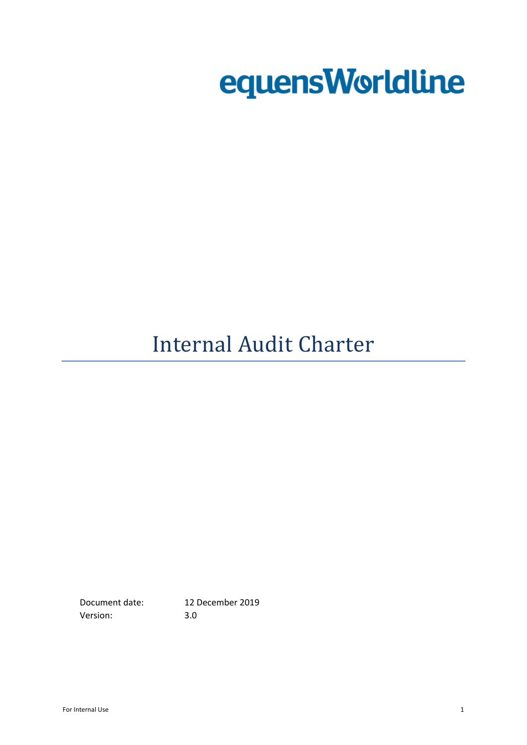equensWorldline

# Internal Audit Charter

Document date: 12 December 2019
Version: 3.0

For Internal Use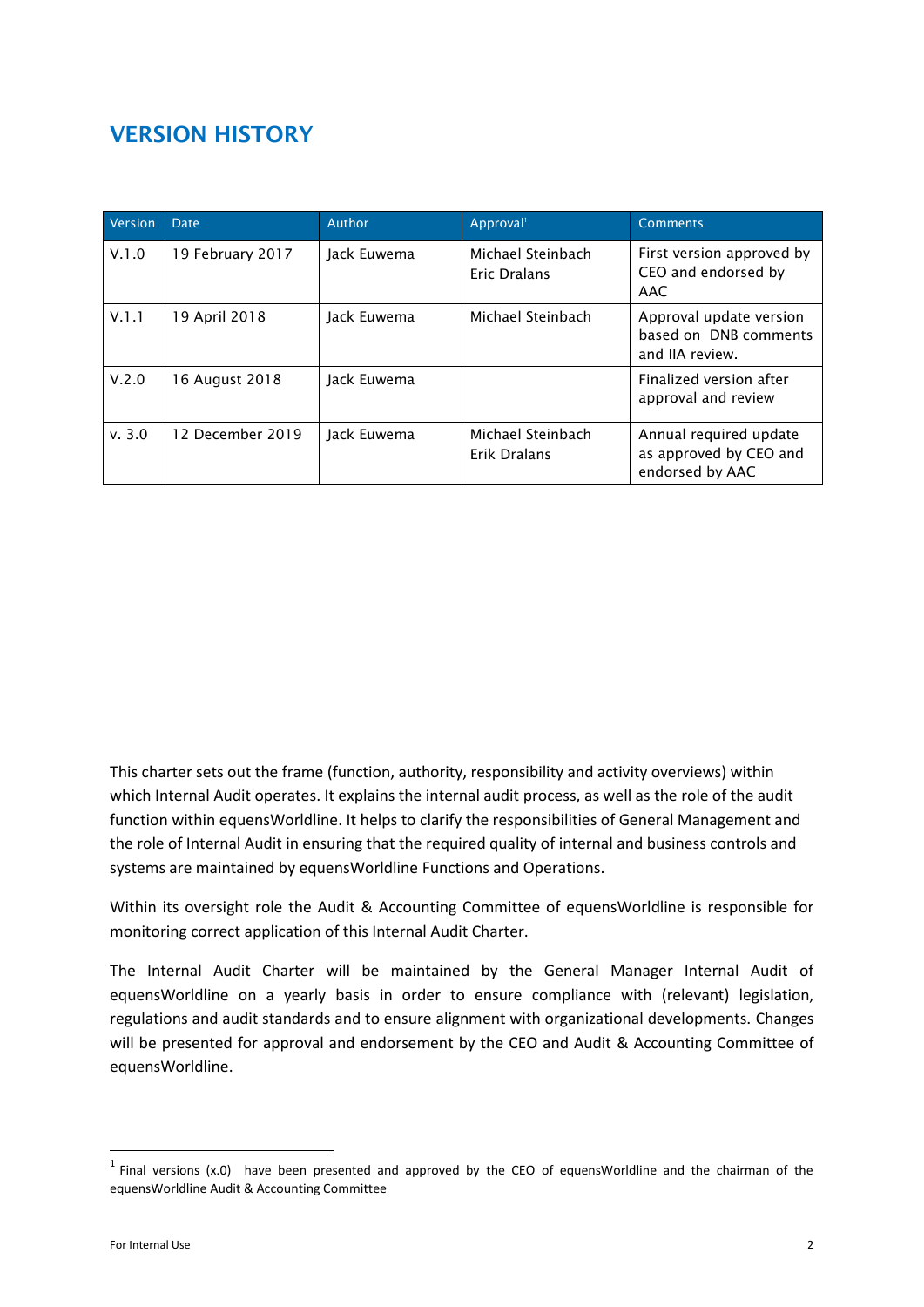## VERSION HISTORY

| Version | Date | Author | Approval[1] | Comments |
|---|---|---|---|---|
| V.1.0 | 19 February 2017 | Jack Euwema | Michael Steinbach<br>Eric Dralans | First version approved by CEO and endorsed by AAC |
| V.1.1 | 19 April 2018 | Jack Euwema | Michael Steinbach | Approval update version based on DNB comments and IIA review. |
| V.2.0 | 16 August 2018 | Jack Euwema | | Finalized version after approval and review |
| v. 3.0 | 12 December 2019 | Jack Euwema | Michael Steinbach<br>Erik Dralans | Annual required update as approved by CEO and endorsed by AAC |

This charter sets out the frame (function, authority, responsibility and activity overviews) within which Internal Audit operates. It explains the internal audit process, as well as the role of the audit function within equensWorldline. It helps to clarify the responsibilities of General Management and the role of Internal Audit in ensuring that the required quality of internal and business controls and systems are maintained by equensWorldline Functions and Operations.

Within its oversight role the Audit & Accounting Committee of equensWorldline is responsible for monitoring correct application of this Internal Audit Charter.

The Internal Audit Charter will be maintained by the General Manager Internal Audit of equensWorldline on a yearly basis in order to ensure compliance with (relevant) legislation, regulations and audit standards and to ensure alignment with organizational developments. Changes will be presented for approval and endorsement by the CEO and Audit & Accounting Committee of equensWorldline.

[1] Final versions (x.0) have been presented and approved by the CEO of equensWorldline and the chairman of the equensWorldline Audit & Accounting Committee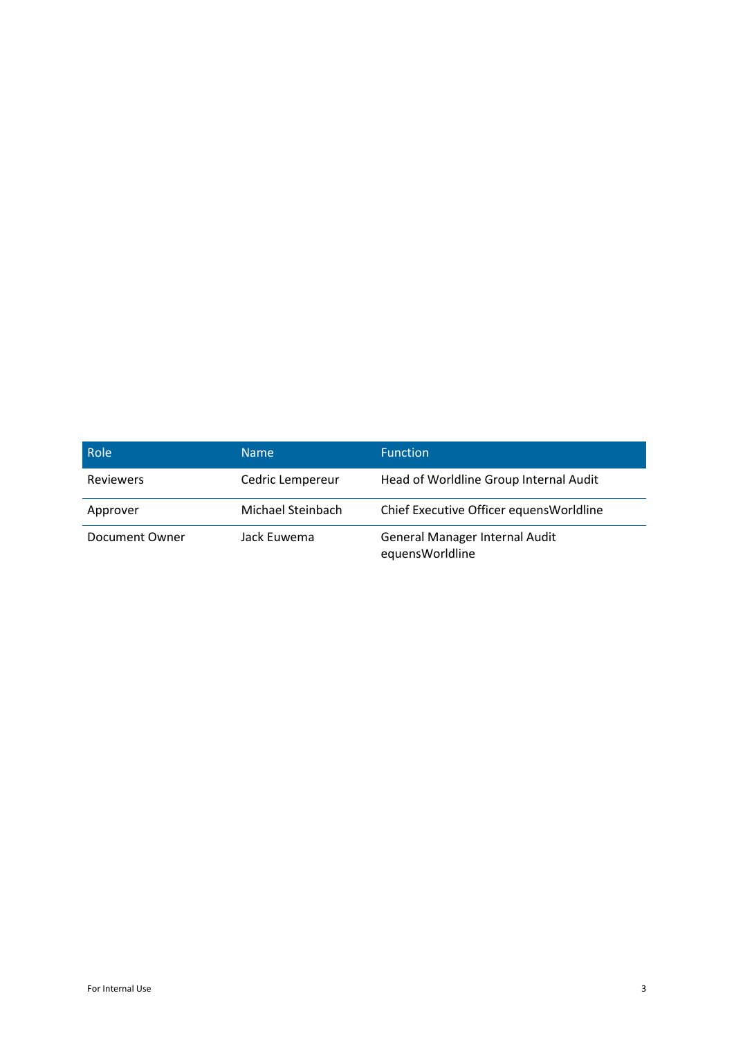| Role | Name | Function |
| --- | --- | --- |
| Reviewers | Cedric Lempereur | Head of Worldline Group Internal Audit |
| Approver | Michael Steinbach | Chief Executive Officer equensWorldline |
| Document Owner | Jack Euwema | General Manager Internal Audit equensWorldline |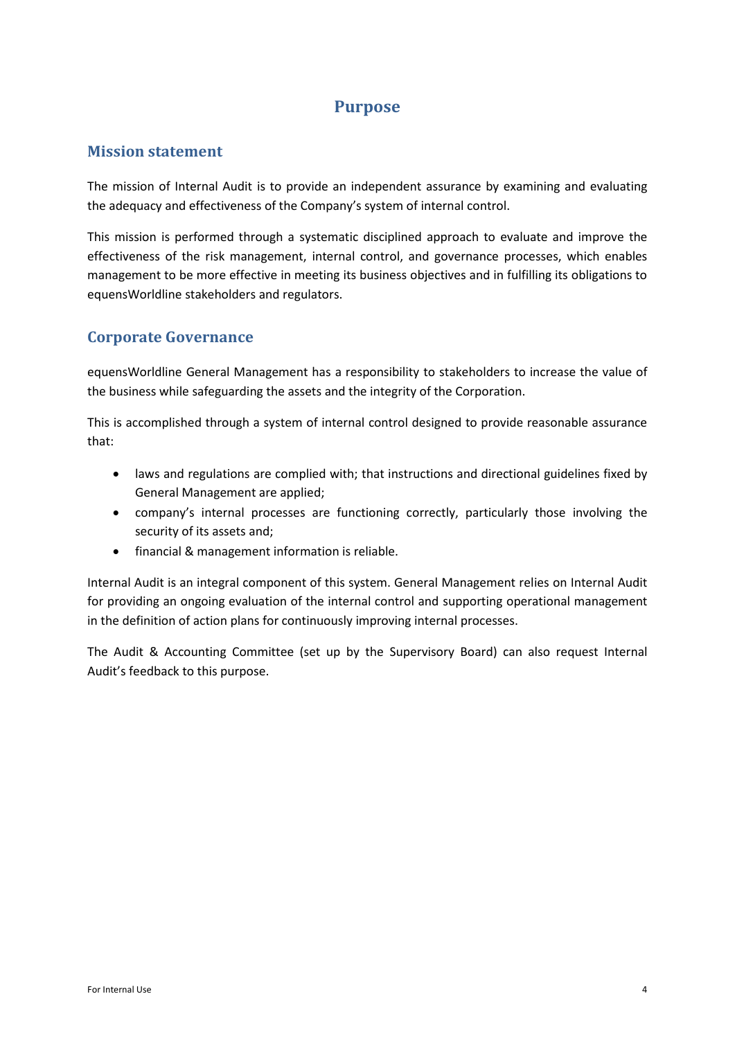# Purpose

## Mission statement

The mission of Internal Audit is to provide an independent assurance by examining and evaluating the adequacy and effectiveness of the Company's system of internal control.

This mission is performed through a systematic disciplined approach to evaluate and improve the effectiveness of the risk management, internal control, and governance processes, which enables management to be more effective in meeting its business objectives and in fulfilling its obligations to equensWorldline stakeholders and regulators.

## Corporate Governance

equensWorldline General Management has a responsibility to stakeholders to increase the value of the business while safeguarding the assets and the integrity of the Corporation.

This is accomplished through a system of internal control designed to provide reasonable assurance that:

- laws and regulations are complied with; that instructions and directional guidelines fixed by General Management are applied;
- company's internal processes are functioning correctly, particularly those involving the security of its assets and;
- financial & management information is reliable.

Internal Audit is an integral component of this system. General Management relies on Internal Audit for providing an ongoing evaluation of the internal control and supporting operational management in the definition of action plans for continuously improving internal processes.

The Audit & Accounting Committee (set up by the Supervisory Board) can also request Internal Audit's feedback to this purpose.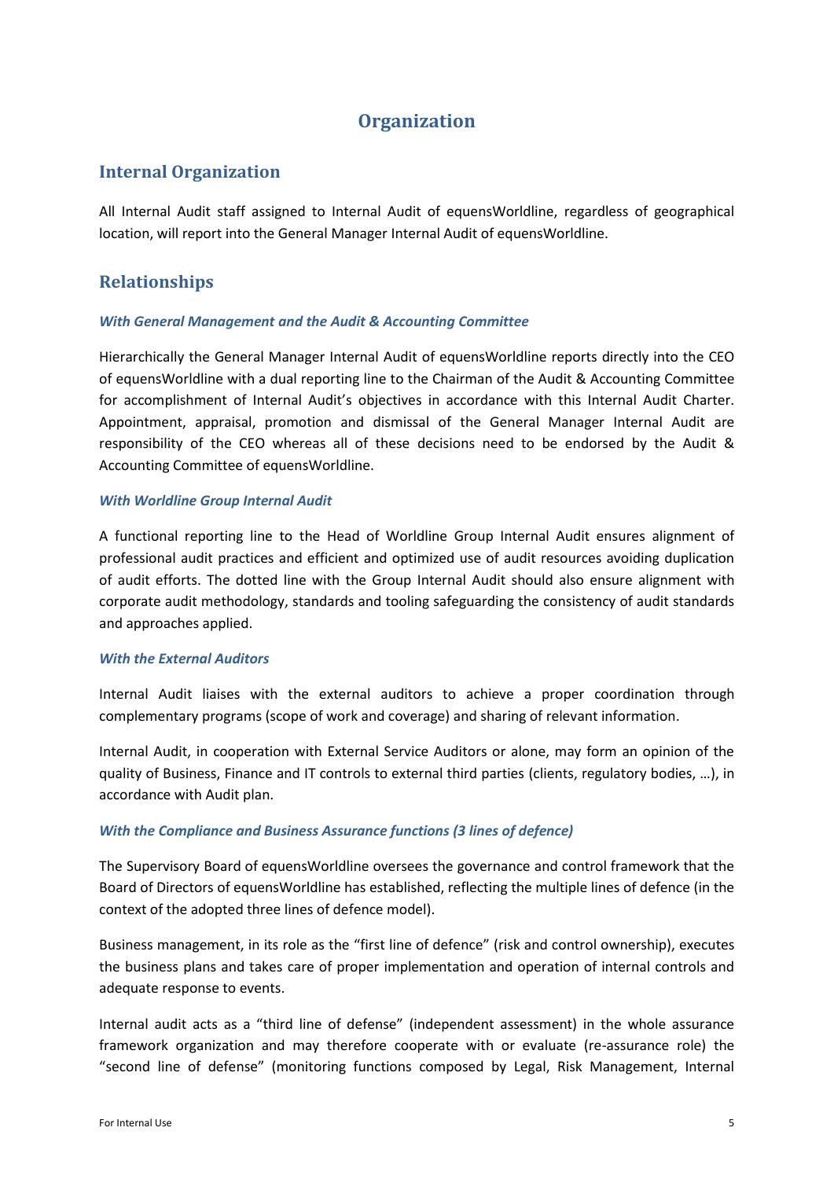# Organization

## Internal Organization

All Internal Audit staff assigned to Internal Audit of equensWorldline, regardless of geographical location, will report into the General Manager Internal Audit of equensWorldline.

## Relationships

### *With General Management and the Audit & Accounting Committee*

Hierarchically the General Manager Internal Audit of equensWorldline reports directly into the CEO of equensWorldline with a dual reporting line to the Chairman of the Audit & Accounting Committee for accomplishment of Internal Audit's objectives in accordance with this Internal Audit Charter. Appointment, appraisal, promotion and dismissal of the General Manager Internal Audit are responsibility of the CEO whereas all of these decisions need to be endorsed by the Audit & Accounting Committee of equensWorldline.

### *With Worldline Group Internal Audit*

A functional reporting line to the Head of Worldline Group Internal Audit ensures alignment of professional audit practices and efficient and optimized use of audit resources avoiding duplication of audit efforts. The dotted line with the Group Internal Audit should also ensure alignment with corporate audit methodology, standards and tooling safeguarding the consistency of audit standards and approaches applied.

### *With the External Auditors*

Internal Audit liaises with the external auditors to achieve a proper coordination through complementary programs (scope of work and coverage) and sharing of relevant information.

Internal Audit, in cooperation with External Service Auditors or alone, may form an opinion of the quality of Business, Finance and IT controls to external third parties (clients, regulatory bodies, …), in accordance with Audit plan.

### *With the Compliance and Business Assurance functions (3 lines of defence)*

The Supervisory Board of equensWorldline oversees the governance and control framework that the Board of Directors of equensWorldline has established, reflecting the multiple lines of defence (in the context of the adopted three lines of defence model).

Business management, in its role as the "first line of defence" (risk and control ownership), executes the business plans and takes care of proper implementation and operation of internal controls and adequate response to events.

Internal audit acts as a "third line of defense" (independent assessment) in the whole assurance framework organization and may therefore cooperate with or evaluate (re-assurance role) the "second line of defense" (monitoring functions composed by Legal, Risk Management, Internal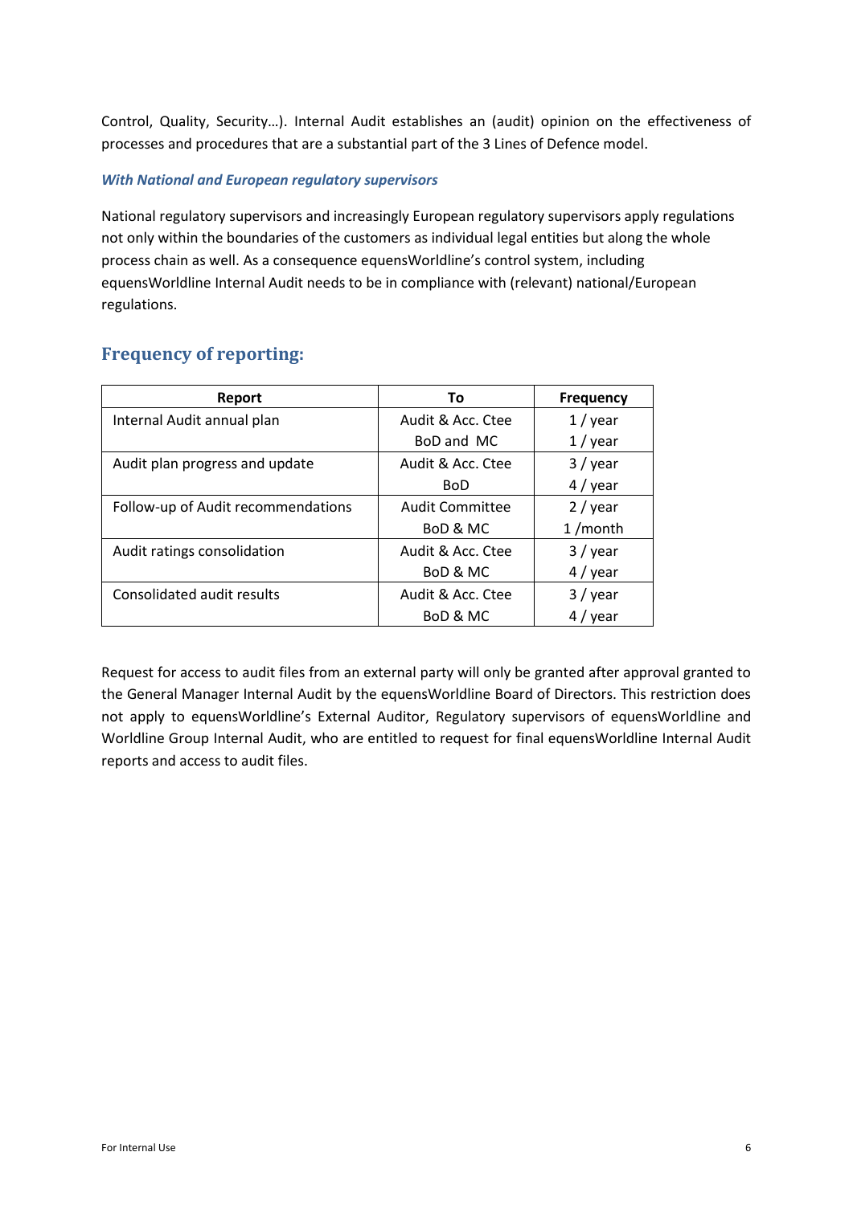Control, Quality, Security…). Internal Audit establishes an (audit) opinion on the effectiveness of processes and procedures that are a substantial part of the 3 Lines of Defence model.

***With National and European regulatory supervisors***

National regulatory supervisors and increasingly European regulatory supervisors apply regulations not only within the boundaries of the customers as individual legal entities but along the whole process chain as well. As a consequence equensWorldline's control system, including equensWorldline Internal Audit needs to be in compliance with (relevant) national/European regulations.

## Frequency of reporting:

| Report | To | Frequency |
|---|---|---|
| Internal Audit annual plan | Audit & Acc. Ctee | 1 / year |
| | BoD and MC | 1 / year |
| Audit plan progress and update | Audit & Acc. Ctee | 3 / year |
| | BoD | 4 / year |
| Follow-up of Audit recommendations | Audit Committee | 2 / year |
| | BoD & MC | 1 /month |
| Audit ratings consolidation | Audit & Acc. Ctee | 3 / year |
| | BoD & MC | 4 / year |
| Consolidated audit results | Audit & Acc. Ctee | 3 / year |
| | BoD & MC | 4 / year |

Request for access to audit files from an external party will only be granted after approval granted to the General Manager Internal Audit by the equensWorldline Board of Directors. This restriction does not apply to equensWorldline's External Auditor, Regulatory supervisors of equensWorldline and Worldline Group Internal Audit, who are entitled to request for final equensWorldline Internal Audit reports and access to audit files.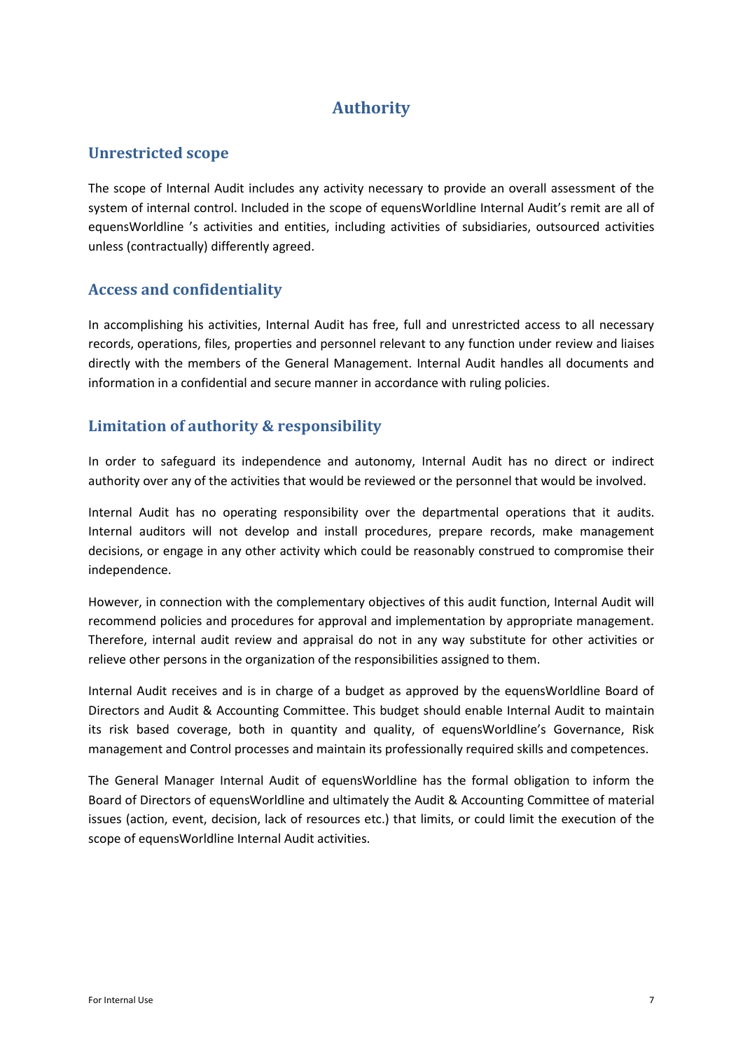# Authority

## Unrestricted scope

The scope of Internal Audit includes any activity necessary to provide an overall assessment of the system of internal control. Included in the scope of equensWorldline Internal Audit's remit are all of equensWorldline 's activities and entities, including activities of subsidiaries, outsourced activities unless (contractually) differently agreed.

## Access and confidentiality

In accomplishing his activities, Internal Audit has free, full and unrestricted access to all necessary records, operations, files, properties and personnel relevant to any function under review and liaises directly with the members of the General Management. Internal Audit handles all documents and information in a confidential and secure manner in accordance with ruling policies.

## Limitation of authority & responsibility

In order to safeguard its independence and autonomy, Internal Audit has no direct or indirect authority over any of the activities that would be reviewed or the personnel that would be involved.

Internal Audit has no operating responsibility over the departmental operations that it audits. Internal auditors will not develop and install procedures, prepare records, make management decisions, or engage in any other activity which could be reasonably construed to compromise their independence.

However, in connection with the complementary objectives of this audit function, Internal Audit will recommend policies and procedures for approval and implementation by appropriate management. Therefore, internal audit review and appraisal do not in any way substitute for other activities or relieve other persons in the organization of the responsibilities assigned to them.

Internal Audit receives and is in charge of a budget as approved by the equensWorldline Board of Directors and Audit & Accounting Committee. This budget should enable Internal Audit to maintain its risk based coverage, both in quantity and quality, of equensWorldline's Governance, Risk management and Control processes and maintain its professionally required skills and competences.

The General Manager Internal Audit of equensWorldline has the formal obligation to inform the Board of Directors of equensWorldline and ultimately the Audit & Accounting Committee of material issues (action, event, decision, lack of resources etc.) that limits, or could limit the execution of the scope of equensWorldline Internal Audit activities.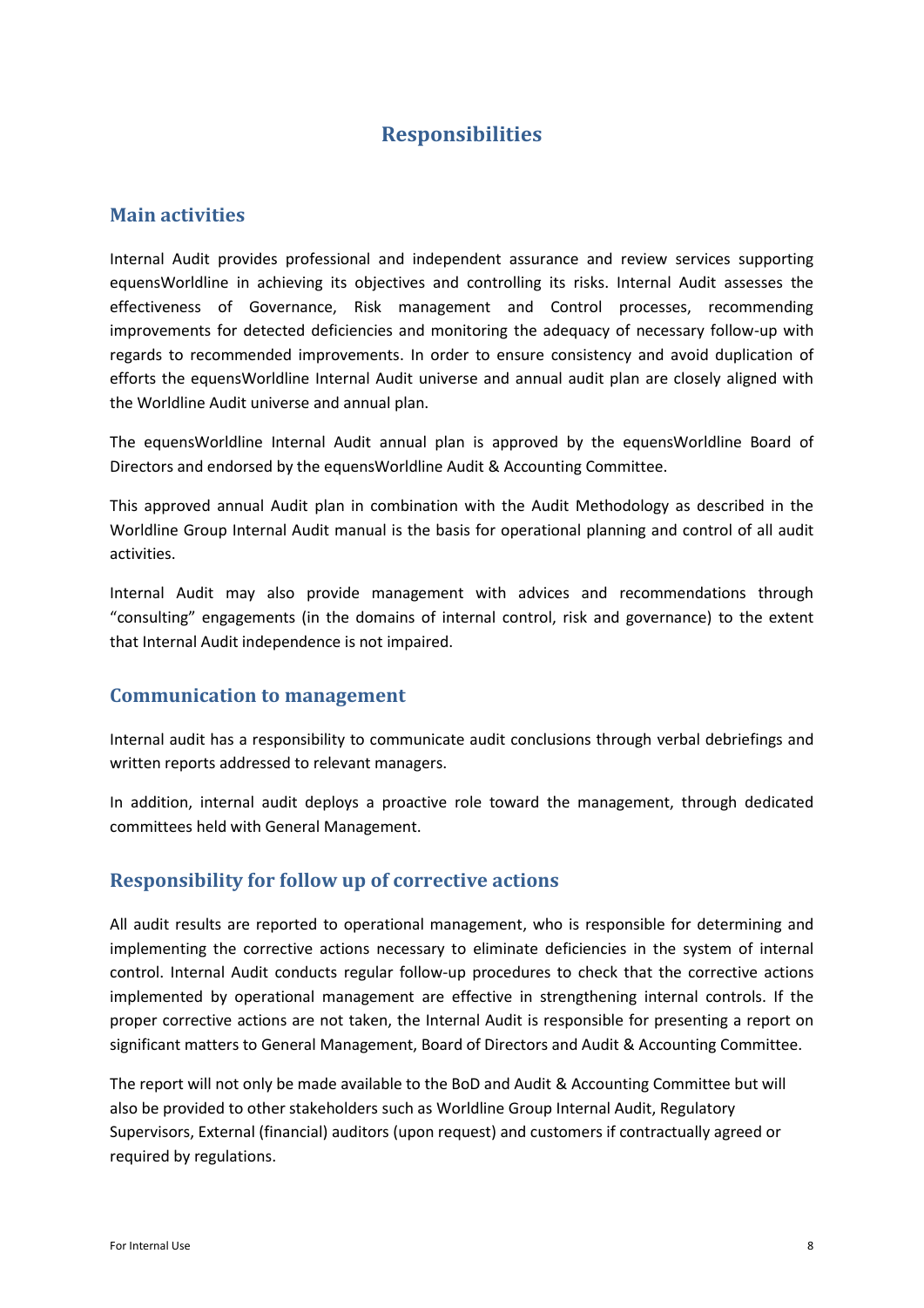# Responsibilities

## Main activities

Internal Audit provides professional and independent assurance and review services supporting equensWorldline in achieving its objectives and controlling its risks. Internal Audit assesses the effectiveness of Governance, Risk management and Control processes, recommending improvements for detected deficiencies and monitoring the adequacy of necessary follow-up with regards to recommended improvements. In order to ensure consistency and avoid duplication of efforts the equensWorldline Internal Audit universe and annual audit plan are closely aligned with the Worldline Audit universe and annual plan.

The equensWorldline Internal Audit annual plan is approved by the equensWorldline Board of Directors and endorsed by the equensWorldline Audit & Accounting Committee.

This approved annual Audit plan in combination with the Audit Methodology as described in the Worldline Group Internal Audit manual is the basis for operational planning and control of all audit activities.

Internal Audit may also provide management with advices and recommendations through "consulting" engagements (in the domains of internal control, risk and governance) to the extent that Internal Audit independence is not impaired.

## Communication to management

Internal audit has a responsibility to communicate audit conclusions through verbal debriefings and written reports addressed to relevant managers.

In addition, internal audit deploys a proactive role toward the management, through dedicated committees held with General Management.

## Responsibility for follow up of corrective actions

All audit results are reported to operational management, who is responsible for determining and implementing the corrective actions necessary to eliminate deficiencies in the system of internal control. Internal Audit conducts regular follow-up procedures to check that the corrective actions implemented by operational management are effective in strengthening internal controls. If the proper corrective actions are not taken, the Internal Audit is responsible for presenting a report on significant matters to General Management, Board of Directors and Audit & Accounting Committee.

The report will not only be made available to the BoD and Audit & Accounting Committee but will also be provided to other stakeholders such as Worldline Group Internal Audit, Regulatory Supervisors, External (financial) auditors (upon request) and customers if contractually agreed or required by regulations.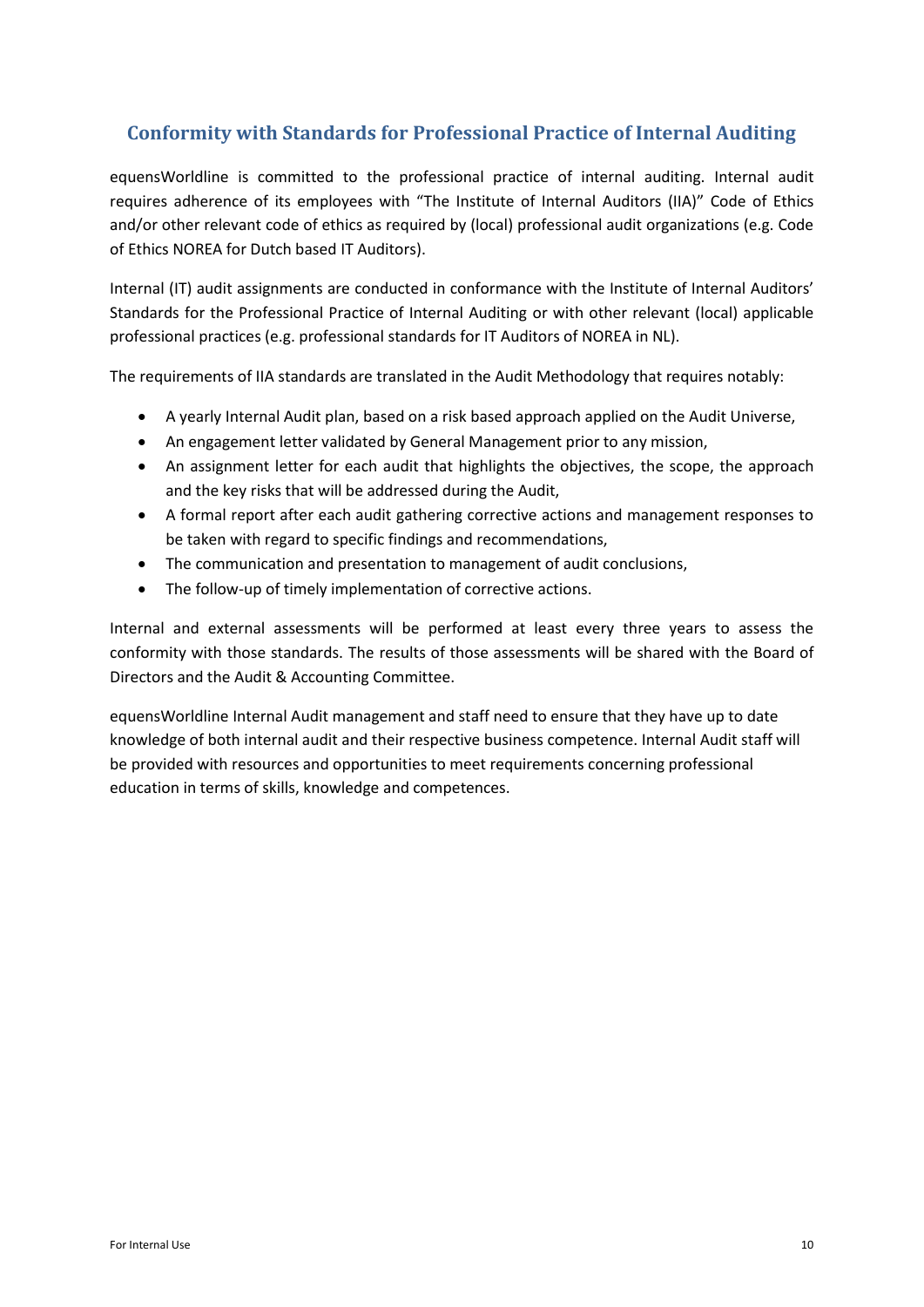## Conformity with Standards for Professional Practice of Internal Auditing

equensWorldline is committed to the professional practice of internal auditing. Internal audit requires adherence of its employees with "The Institute of Internal Auditors (IIA)" Code of Ethics and/or other relevant code of ethics as required by (local) professional audit organizations (e.g. Code of Ethics NOREA for Dutch based IT Auditors).

Internal (IT) audit assignments are conducted in conformance with the Institute of Internal Auditors' Standards for the Professional Practice of Internal Auditing or with other relevant (local) applicable professional practices (e.g. professional standards for IT Auditors of NOREA in NL).

The requirements of IIA standards are translated in the Audit Methodology that requires notably:

- A yearly Internal Audit plan, based on a risk based approach applied on the Audit Universe,
- An engagement letter validated by General Management prior to any mission,
- An assignment letter for each audit that highlights the objectives, the scope, the approach and the key risks that will be addressed during the Audit,
- A formal report after each audit gathering corrective actions and management responses to be taken with regard to specific findings and recommendations,
- The communication and presentation to management of audit conclusions,
- The follow-up of timely implementation of corrective actions.

Internal and external assessments will be performed at least every three years to assess the conformity with those standards. The results of those assessments will be shared with the Board of Directors and the Audit & Accounting Committee.

equensWorldline Internal Audit management and staff need to ensure that they have up to date knowledge of both internal audit and their respective business competence. Internal Audit staff will be provided with resources and opportunities to meet requirements concerning professional education in terms of skills, knowledge and competences.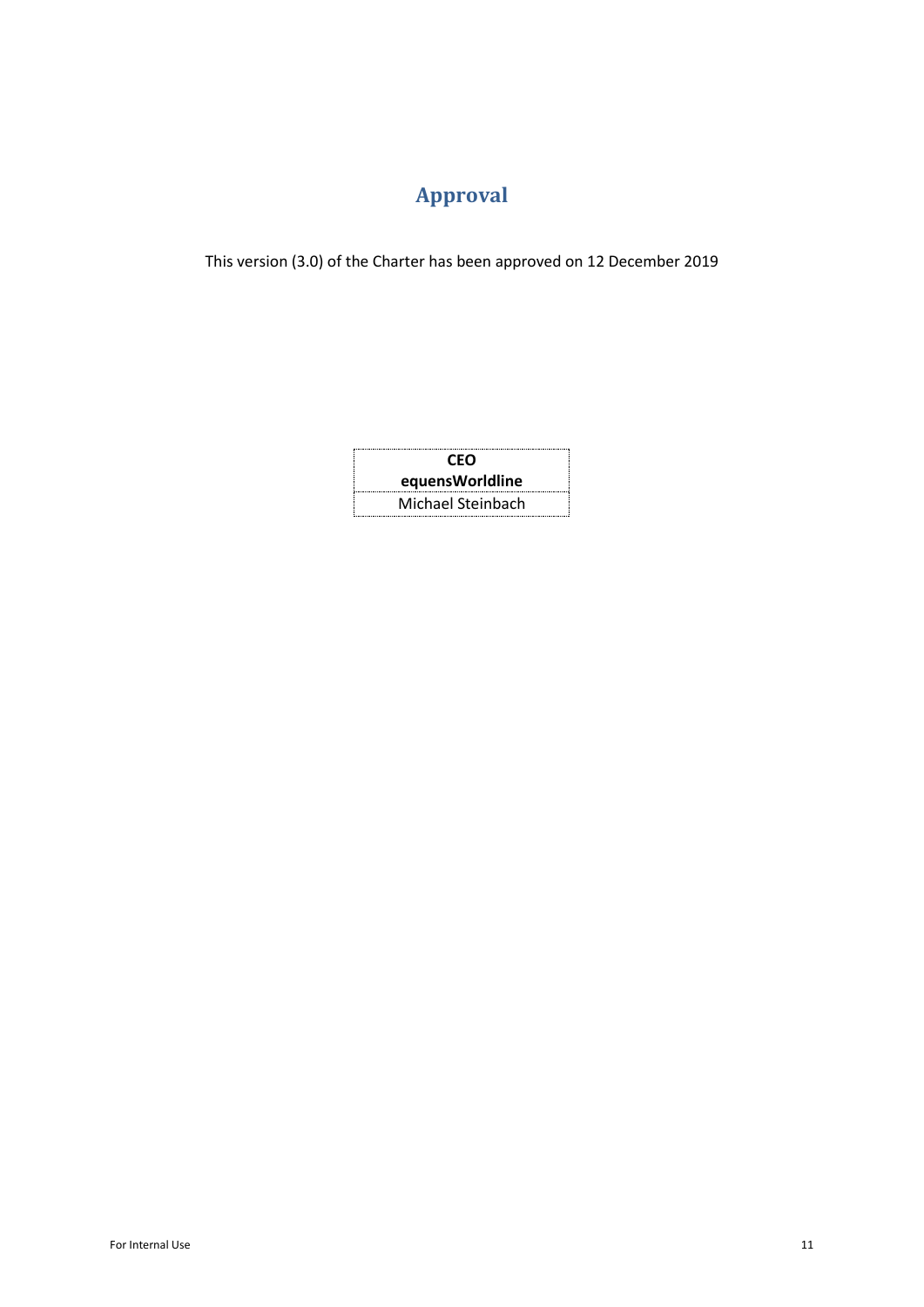# Approval

This version (3.0) of the Charter has been approved on 12 December 2019

| **CEO equensWorldline** |
| --- |
| Michael Steinbach |

For Internal Use